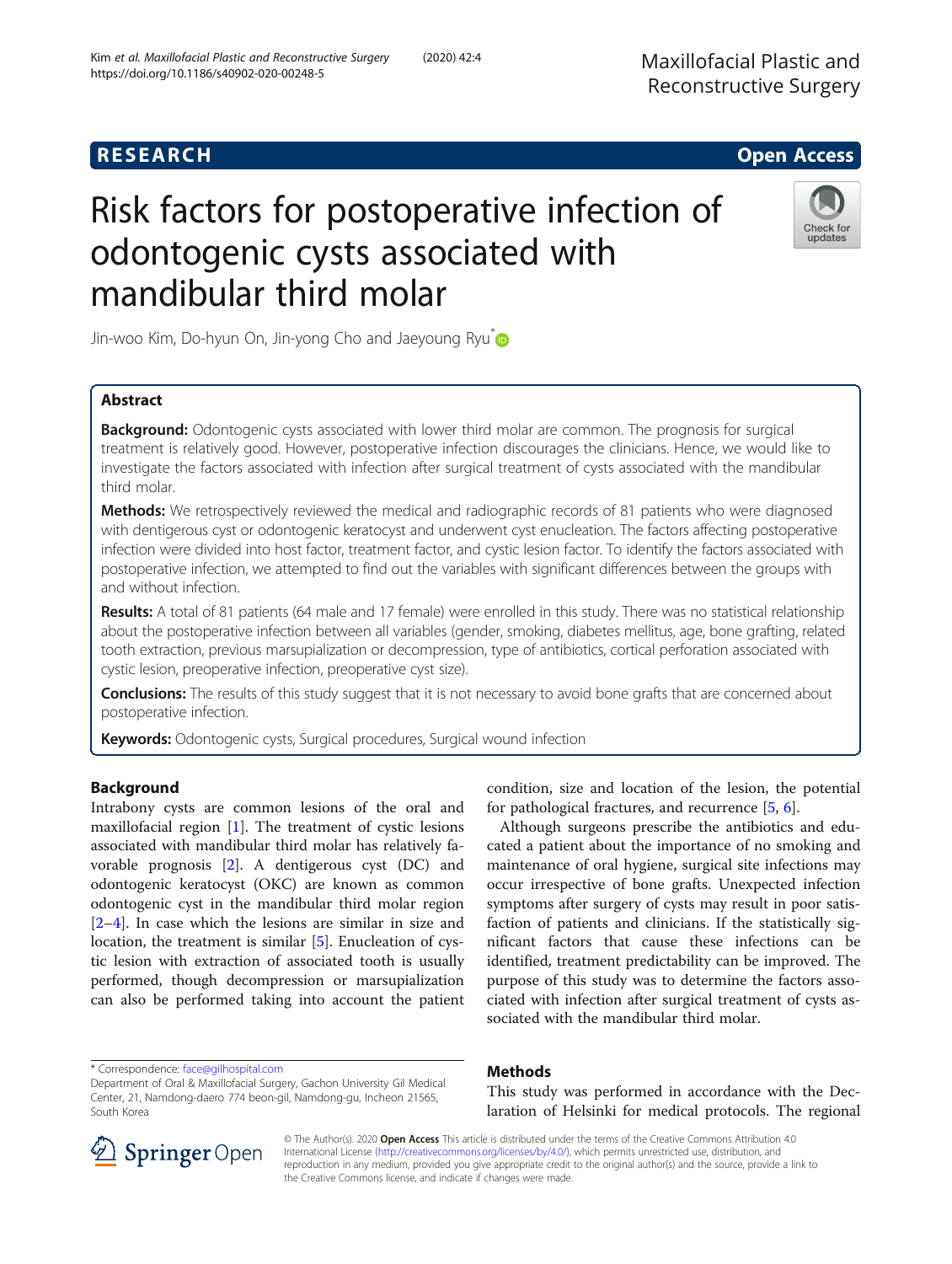**RESEARCH** **Open Access**

# Risk factors for postoperative infection of odontogenic cysts associated with mandibular third molar

Jin-woo Kim, Do-hyun On, Jin-yong Cho and Jaeyoung Ryu*

## Abstract

**Background:** Odontogenic cysts associated with lower third molar are common. The prognosis for surgical treatment is relatively good. However, postoperative infection discourages the clinicians. Hence, we would like to investigate the factors associated with infection after surgical treatment of cysts associated with the mandibular third molar.

**Methods:** We retrospectively reviewed the medical and radiographic records of 81 patients who were diagnosed with dentigerous cyst or odontogenic keratocyst and underwent cyst enucleation. The factors affecting postoperative infection were divided into host factor, treatment factor, and cystic lesion factor. To identify the factors associated with postoperative infection, we attempted to find out the variables with significant differences between the groups with and without infection.

**Results:** A total of 81 patients (64 male and 17 female) were enrolled in this study. There was no statistical relationship about the postoperative infection between all variables (gender, smoking, diabetes mellitus, age, bone grafting, related tooth extraction, previous marsupialization or decompression, type of antibiotics, cortical perforation associated with cystic lesion, preoperative infection, preoperative cyst size).

**Conclusions:** The results of this study suggest that it is not necessary to avoid bone grafts that are concerned about postoperative infection.

**Keywords:** Odontogenic cysts, Surgical procedures, Surgical wound infection

## Background

Intrabony cysts are common lesions of the oral and maxillofacial region [1]. The treatment of cystic lesions associated with mandibular third molar has relatively favorable prognosis [2]. A dentigerous cyst (DC) and odontogenic keratocyst (OKC) are known as common odontogenic cyst in the mandibular third molar region [2–4]. In case which the lesions are similar in size and location, the treatment is similar [5]. Enucleation of cystic lesion with extraction of associated tooth is usually performed, though decompression or marsupialization can also be performed taking into account the patient condition, size and location of the lesion, the potential for pathological fractures, and recurrence [5, 6].

Although surgeons prescribe the antibiotics and educated a patient about the importance of no smoking and maintenance of oral hygiene, surgical site infections may occur irrespective of bone grafts. Unexpected infection symptoms after surgery of cysts may result in poor satisfaction of patients and clinicians. If the statistically significant factors that cause these infections can be identified, treatment predictability can be improved. The purpose of this study was to determine the factors associated with infection after surgical treatment of cysts associated with the mandibular third molar.

## Methods

This study was performed in accordance with the Declaration of Helsinki for medical protocols. The regional

* Correspondence: face@gilhospital.com
Department of Oral & Maxillofacial Surgery, Gachon University Gil Medical Center, 21, Namdong-daero 774 beon-gil, Namdong-gu, Incheon 21565, South Korea

© The Author(s). 2020 **Open Access** This article is distributed under the terms of the Creative Commons Attribution 4.0 International License (http://creativecommons.org/licenses/by/4.0/), which permits unrestricted use, distribution, and reproduction in any medium, provided you give appropriate credit to the original author(s) and the source, provide a link to the Creative Commons license, and indicate if changes were made.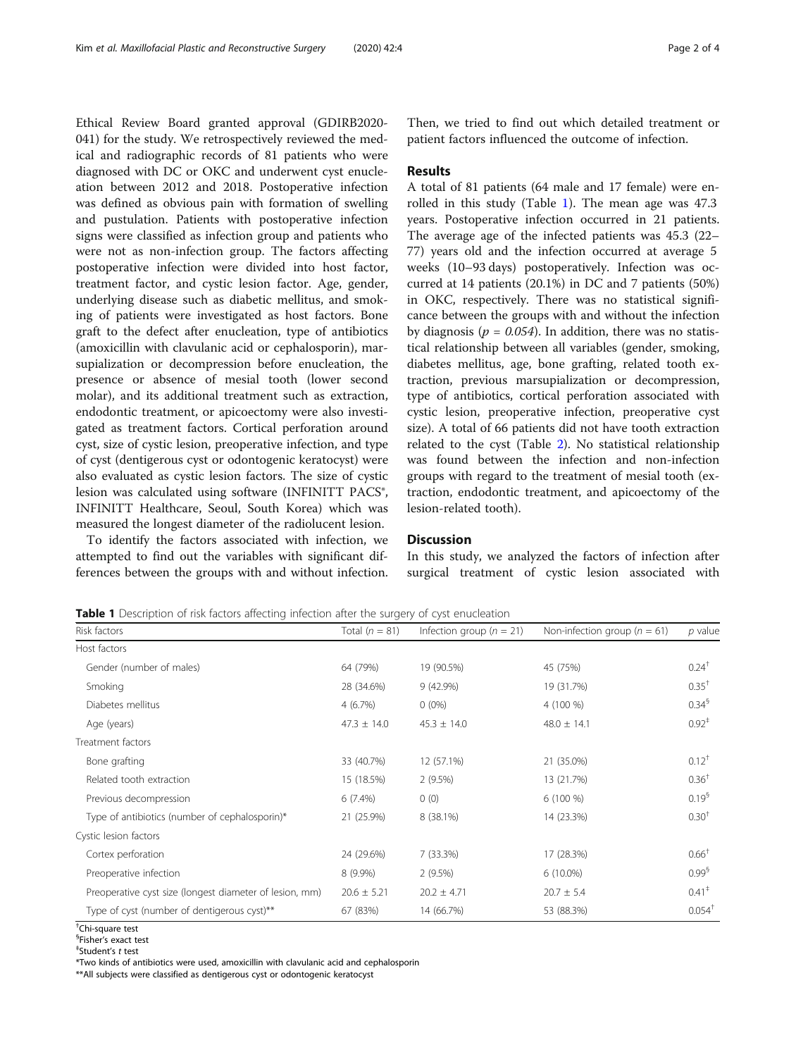Ethical Review Board granted approval (GDIRB2020-041) for the study. We retrospectively reviewed the medical and radiographic records of 81 patients who were diagnosed with DC or OKC and underwent cyst enucleation between 2012 and 2018. Postoperative infection was defined as obvious pain with formation of swelling and pustulation. Patients with postoperative infection signs were classified as infection group and patients who were not as non-infection group. The factors affecting postoperative infection were divided into host factor, treatment factor, and cystic lesion factor. Age, gender, underlying disease such as diabetic mellitus, and smoking of patients were investigated as host factors. Bone graft to the defect after enucleation, type of antibiotics (amoxicillin with clavulanic acid or cephalosporin), marsupialization or decompression before enucleation, the presence or absence of mesial tooth (lower second molar), and its additional treatment such as extraction, endodontic treatment, or apicoectomy were also investigated as treatment factors. Cortical perforation around cyst, size of cystic lesion, preoperative infection, and type of cyst (dentigerous cyst or odontogenic keratocyst) were also evaluated as cystic lesion factors. The size of cystic lesion was calculated using software (INFINITT PACS®, INFINITT Healthcare, Seoul, South Korea) which was measured the longest diameter of the radiolucent lesion.

To identify the factors associated with infection, we attempted to find out the variables with significant differences between the groups with and without infection. Then, we tried to find out which detailed treatment or patient factors influenced the outcome of infection.

## Results

A total of 81 patients (64 male and 17 female) were enrolled in this study (Table 1). The mean age was 47.3 years. Postoperative infection occurred in 21 patients. The average age of the infected patients was 45.3 (22–77) years old and the infection occurred at average 5 weeks (10–93 days) postoperatively. Infection was occurred at 14 patients (20.1%) in DC and 7 patients (50%) in OKC, respectively. There was no statistical significance between the groups with and without the infection by diagnosis ($p = 0.054$). In addition, there was no statistical relationship between all variables (gender, smoking, diabetes mellitus, age, bone grafting, related tooth extraction, previous marsupialization or decompression, type of antibiotics, cortical perforation associated with cystic lesion, preoperative infection, preoperative cyst size). A total of 66 patients did not have tooth extraction related to the cyst (Table 2). No statistical relationship was found between the infection and non-infection groups with regard to the treatment of mesial tooth (extraction, endodontic treatment, and apicoectomy of the lesion-related tooth).

## Discussion

In this study, we analyzed the factors of infection after surgical treatment of cystic lesion associated with

**Table 1** Description of risk factors affecting infection after the surgery of cyst enucleation

| Risk factors | Total ($n = 81$) | Infection group ($n = 21$) | Non-infection group ($n = 61$) | *p* value |
|---|---|---|---|---|
| Host factors | | | | |
| Gender (number of males) | 64 (79%) | 19 (90.5%) | 45 (75%) | 0.24[†] |
| Smoking | 28 (34.6%) | 9 (42.9%) | 19 (31.7%) | 0.35[†] |
| Diabetes mellitus | 4 (6.7%) | 0 (0%) | 4 (100 %) | 0.34[§] |
| Age (years) | 47.3 ± 14.0 | 45.3 ± 14.0 | 48.0 ± 14.1 | 0.92[‡] |
| Treatment factors | | | | |
| Bone grafting | 33 (40.7%) | 12 (57.1%) | 21 (35.0%) | 0.12[†] |
| Related tooth extraction | 15 (18.5%) | 2 (9.5%) | 13 (21.7%) | 0.36[†] |
| Previous decompression | 6 (7.4%) | 0 (0) | 6 (100 %) | 0.19[§] |
| Type of antibiotics (number of cephalosporin)* | 21 (25.9%) | 8 (38.1%) | 14 (23.3%) | 0.30[†] |
| Cystic lesion factors | | | | |
| Cortex perforation | 24 (29.6%) | 7 (33.3%) | 17 (28.3%) | 0.66[†] |
| Preoperative infection | 8 (9.9%) | 2 (9.5%) | 6 (10.0%) | 0.99[§] |
| Preoperative cyst size (longest diameter of lesion, mm) | 20.6 ± 5.21 | 20.2 ± 4.71 | 20.7 ± 5.4 | 0.41[‡] |
| Type of cyst (number of dentigerous cyst)** | 67 (83%) | 14 (66.7%) | 53 (88.3%) | 0.054[†] |

[†]Chi-square test
[§]Fisher's exact test
[‡]Student's *t* test
*Two kinds of antibiotics were used, amoxicillin with clavulanic acid and cephalosporin
**All subjects were classified as dentigerous cyst or odontogenic keratocyst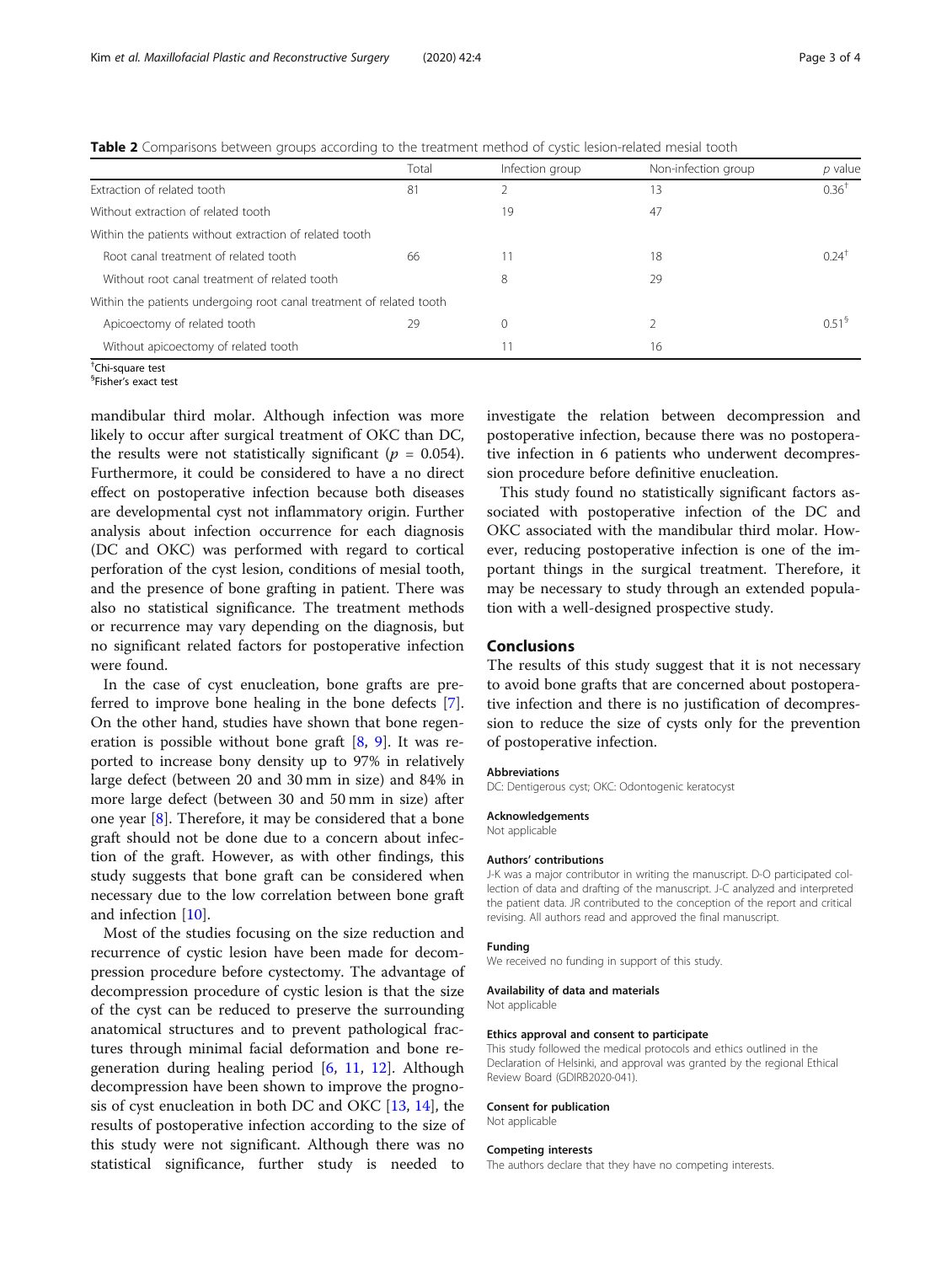**Table 2** Comparisons between groups according to the treatment method of cystic lesion-related mesial tooth

| | Total | Infection group | Non-infection group | $p$ value |
|---|---|---|---|---|
| Extraction of related tooth | 81 | 2 | 13 | 0.36[†] |
| Without extraction of related tooth | | 19 | 47 | |
| Within the patients without extraction of related tooth | | | | |
| Root canal treatment of related tooth | 66 | 11 | 18 | 0.24[†] |
| Without root canal treatment of related tooth | | 8 | 29 | |
| Within the patients undergoing root canal treatment of related tooth | | | | |
| Apicoectomy of related tooth | 29 | 0 | 2 | 0.51[§] |
| Without apicoectomy of related tooth | | 11 | 16 | |

[†]Chi-square test
[§]Fisher's exact test

mandibular third molar. Although infection was more likely to occur after surgical treatment of OKC than DC, the results were not statistically significant ($p$ = 0.054). Furthermore, it could be considered to have a no direct effect on postoperative infection because both diseases are developmental cyst not inflammatory origin. Further analysis about infection occurrence for each diagnosis (DC and OKC) was performed with regard to cortical perforation of the cyst lesion, conditions of mesial tooth, and the presence of bone grafting in patient. There was also no statistical significance. The treatment methods or recurrence may vary depending on the diagnosis, but no significant related factors for postoperative infection were found.

In the case of cyst enucleation, bone grafts are preferred to improve bone healing in the bone defects [7]. On the other hand, studies have shown that bone regeneration is possible without bone graft [8, 9]. It was reported to increase bony density up to 97% in relatively large defect (between 20 and 30 mm in size) and 84% in more large defect (between 30 and 50 mm in size) after one year [8]. Therefore, it may be considered that a bone graft should not be done due to a concern about infection of the graft. However, as with other findings, this study suggests that bone graft can be considered when necessary due to the low correlation between bone graft and infection [10].

Most of the studies focusing on the size reduction and recurrence of cystic lesion have been made for decompression procedure before cystectomy. The advantage of decompression procedure of cystic lesion is that the size of the cyst can be reduced to preserve the surrounding anatomical structures and to prevent pathological fractures through minimal facial deformation and bone regeneration during healing period [6, 11, 12]. Although decompression have been shown to improve the prognosis of cyst enucleation in both DC and OKC [13, 14], the results of postoperative infection according to the size of this study were not significant. Although there was no statistical significance, further study is needed to investigate the relation between decompression and postoperative infection, because there was no postoperative infection in 6 patients who underwent decompression procedure before definitive enucleation.

This study found no statistically significant factors associated with postoperative infection of the DC and OKC associated with the mandibular third molar. However, reducing postoperative infection is one of the important things in the surgical treatment. Therefore, it may be necessary to study through an extended population with a well-designed prospective study.

## Conclusions

The results of this study suggest that it is not necessary to avoid bone grafts that are concerned about postoperative infection and there is no justification of decompression to reduce the size of cysts only for the prevention of postoperative infection.

#### Abbreviations

DC: Dentigerous cyst; OKC: Odontogenic keratocyst

#### Acknowledgements

Not applicable

#### Authors' contributions

J-K was a major contributor in writing the manuscript. D-O participated collection of data and drafting of the manuscript. J-C analyzed and interpreted the patient data. JR contributed to the conception of the report and critical revising. All authors read and approved the final manuscript.

#### Funding

We received no funding in support of this study.

#### Availability of data and materials

Not applicable

#### Ethics approval and consent to participate

This study followed the medical protocols and ethics outlined in the Declaration of Helsinki, and approval was granted by the regional Ethical Review Board (GDIRB2020-041).

#### Consent for publication

Not applicable

#### Competing interests

The authors declare that they have no competing interests.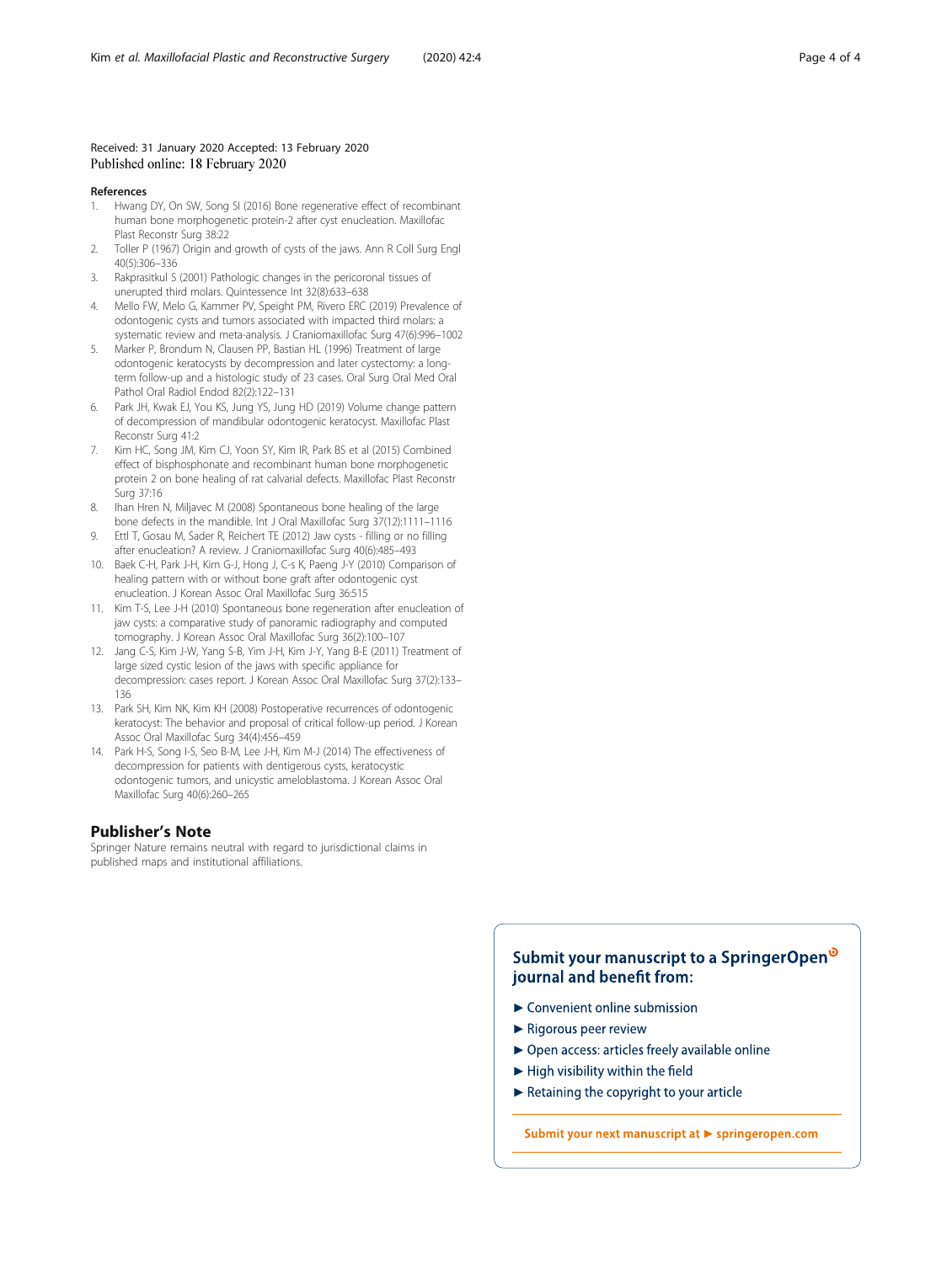Received: 31 January 2020 Accepted: 13 February 2020
Published online: 18 February 2020

#### References

1. Hwang DY, On SW, Song SI (2016) Bone regenerative effect of recombinant human bone morphogenetic protein-2 after cyst enucleation. Maxillofac Plast Reconstr Surg 38:22
2. Toller P (1967) Origin and growth of cysts of the jaws. Ann R Coll Surg Engl 40(5):306–336
3. Rakprasitkul S (2001) Pathologic changes in the pericoronal tissues of unerupted third molars. Quintessence Int 32(8):633–638
4. Mello FW, Melo G, Kammer PV, Speight PM, Rivero ERC (2019) Prevalence of odontogenic cysts and tumors associated with impacted third molars: a systematic review and meta-analysis. J Craniomaxillofac Surg 47(6):996–1002
5. Marker P, Brondum N, Clausen PP, Bastian HL (1996) Treatment of large odontogenic keratocysts by decompression and later cystectomy: a long-term follow-up and a histologic study of 23 cases. Oral Surg Oral Med Oral Pathol Oral Radiol Endod 82(2):122–131
6. Park JH, Kwak EJ, You KS, Jung YS, Jung HD (2019) Volume change pattern of decompression of mandibular odontogenic keratocyst. Maxillofac Plast Reconstr Surg 41:2
7. Kim HC, Song JM, Kim CJ, Yoon SY, Kim IR, Park BS et al (2015) Combined effect of bisphosphonate and recombinant human bone morphogenetic protein 2 on bone healing of rat calvarial defects. Maxillofac Plast Reconstr Surg 37:16
8. Ihan Hren N, Miljavec M (2008) Spontaneous bone healing of the large bone defects in the mandible. Int J Oral Maxillofac Surg 37(12):1111–1116
9. Ettl T, Gosau M, Sader R, Reichert TE (2012) Jaw cysts - filling or no filling after enucleation? A review. J Craniomaxillofac Surg 40(6):485–493
10. Baek C-H, Park J-H, Kim G-J, Hong J, C-s K, Paeng J-Y (2010) Comparison of healing pattern with or without bone graft after odontogenic cyst enucleation. J Korean Assoc Oral Maxillofac Surg 36:515
11. Kim T-S, Lee J-H (2010) Spontaneous bone regeneration after enucleation of jaw cysts: a comparative study of panoramic radiography and computed tomography. J Korean Assoc Oral Maxillofac Surg 36(2):100–107
12. Jang C-S, Kim J-W, Yang S-B, Yim J-H, Kim J-Y, Yang B-E (2011) Treatment of large sized cystic lesion of the jaws with specific appliance for decompression: cases report. J Korean Assoc Oral Maxillofac Surg 37(2):133–136
13. Park SH, Kim NK, Kim KH (2008) Postoperative recurrences of odontogenic keratocyst: The behavior and proposal of critical follow-up period. J Korean Assoc Oral Maxillofac Surg 34(4):456–459
14. Park H-S, Song I-S, Seo B-M, Lee J-H, Kim M-J (2014) The effectiveness of decompression for patients with dentigerous cysts, keratocystic odontogenic tumors, and unicystic ameloblastoma. J Korean Assoc Oral Maxillofac Surg 40(6):260–265

### Publisher's Note

Springer Nature remains neutral with regard to jurisdictional claims in published maps and institutional affiliations.